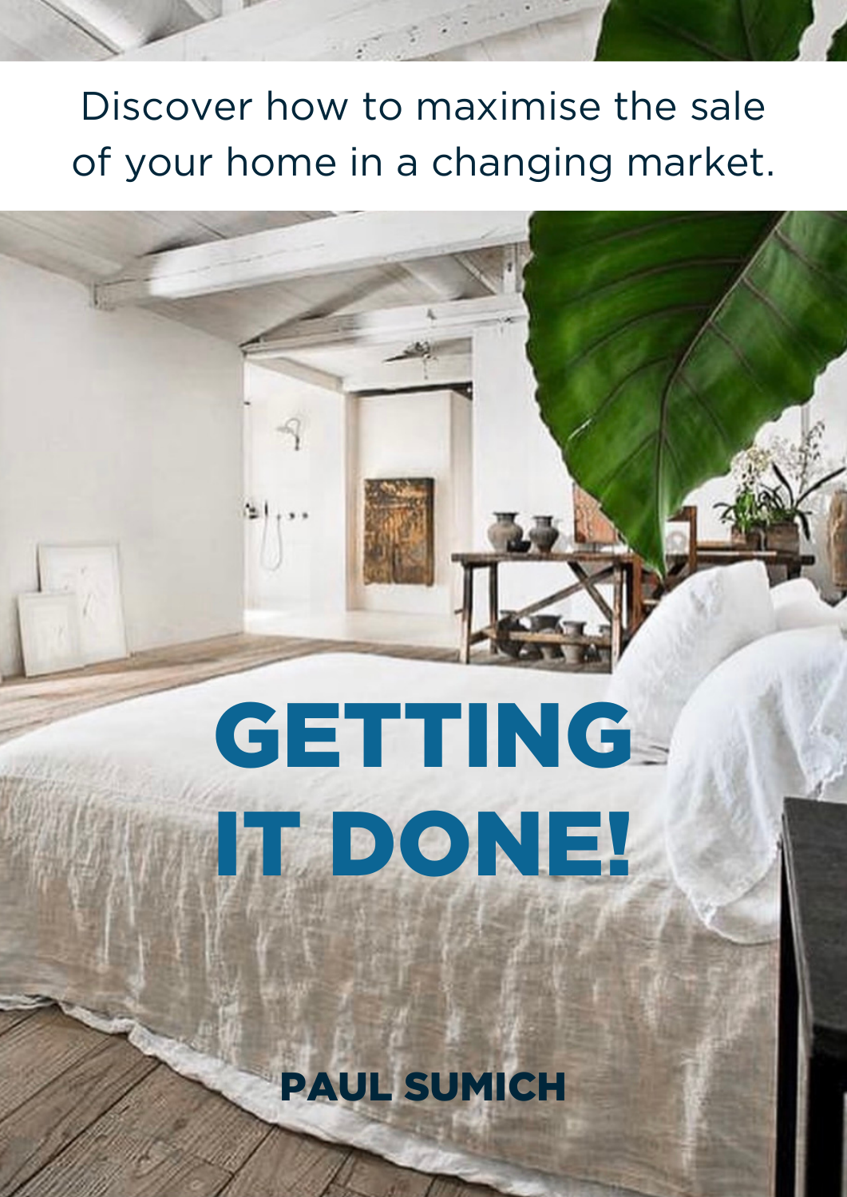Discover how to maximise the sale of your home in a changing market.

# GETTING IT DONE!

**PAUL SUMICH**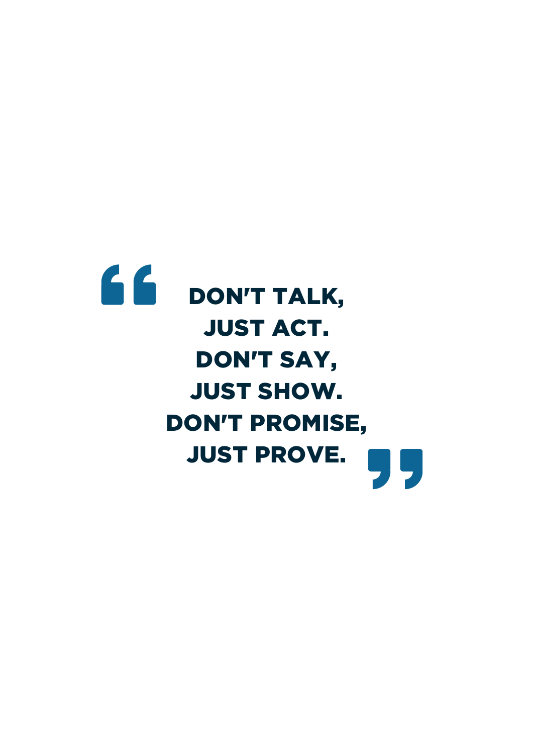> **DON'T TALK,**
> **JUST ACT.**
> **DON'T SAY,**
> **JUST SHOW.**
> **DON'T PROMISE,**
> **JUST PROVE.**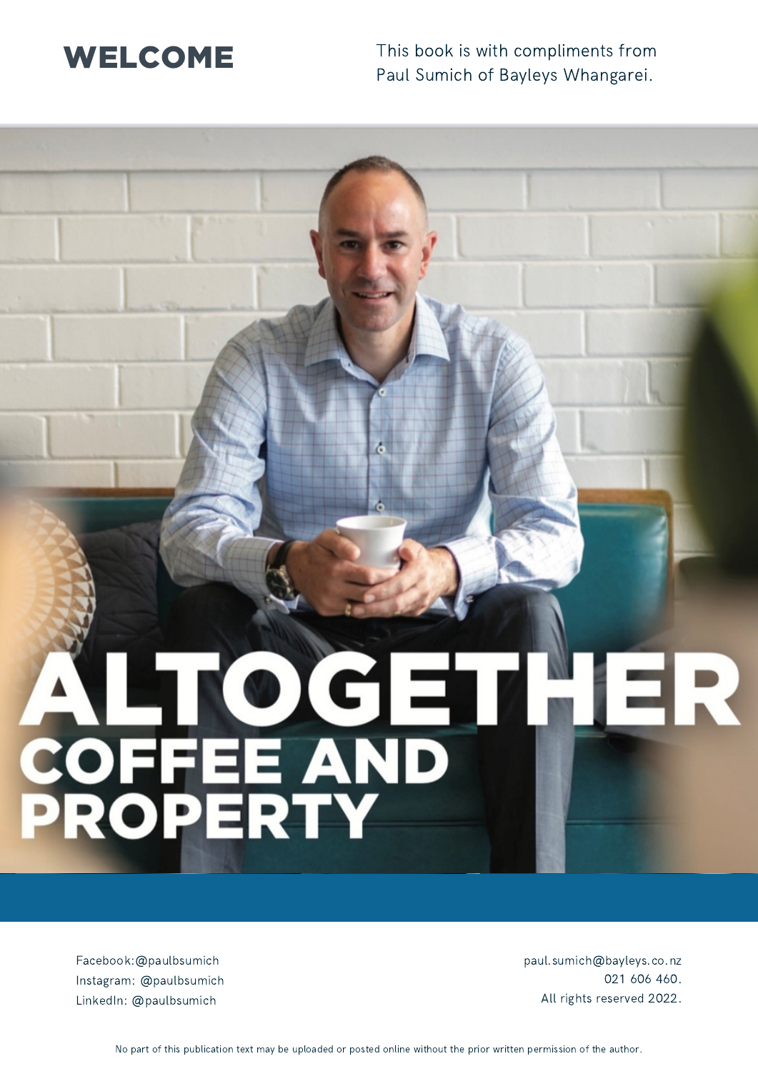# WELCOME

This book is with compliments from Paul Sumich of Bayleys Whangarei.

# ALTOGETHER COFFEE AND PROPERTY

Facebook:@paulbsumich
Instagram: @paulbsumich
LinkedIn: @paulbsumich

paul.sumich@bayleys.co.nz
021 606 460.
All rights reserved 2022.

No part of this publication text may be uploaded or posted online without the prior written permission of the author.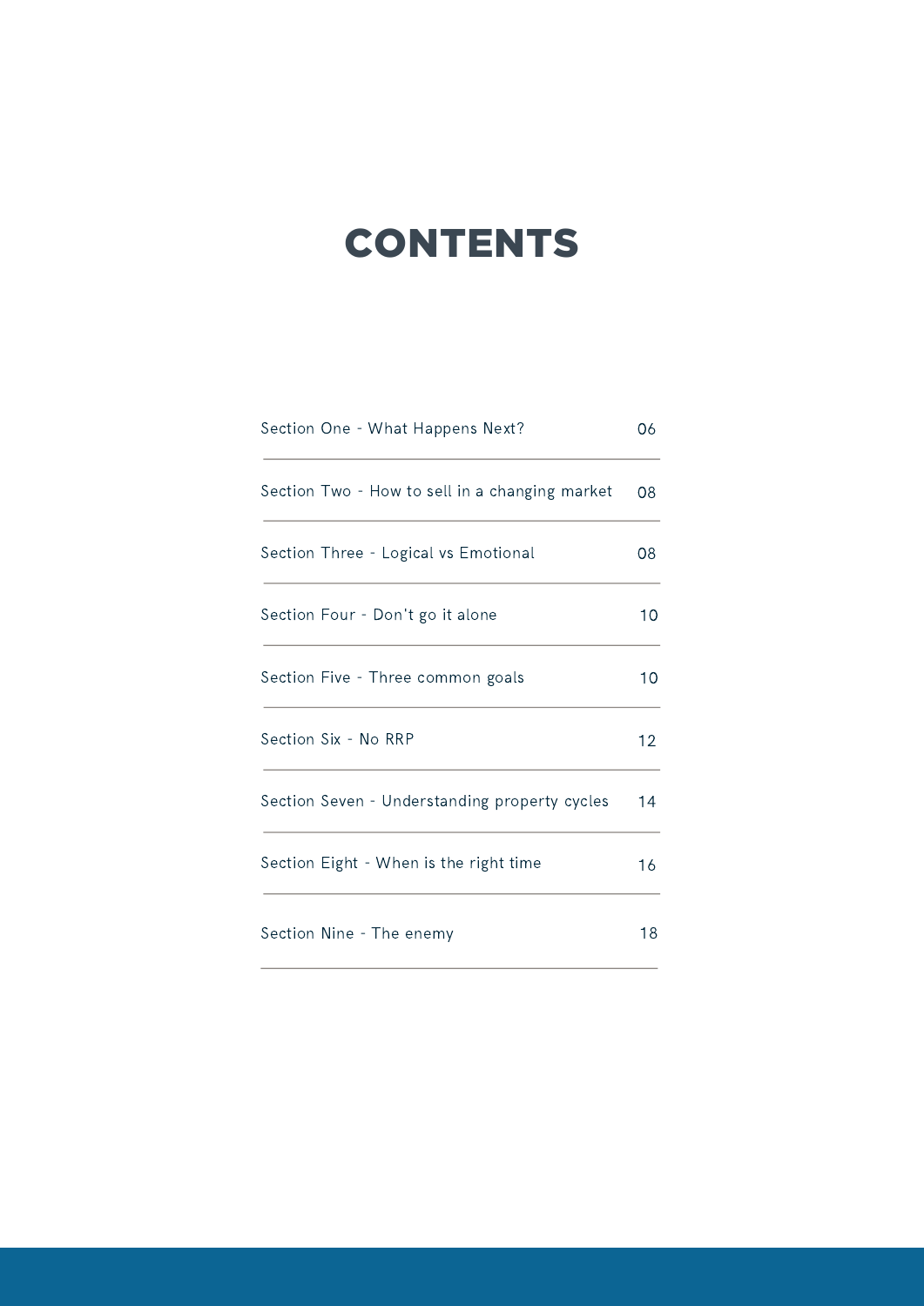# CONTENTS

| | |
|---|---|
| Section One - What Happens Next? | 06 |
| Section Two - How to sell in a changing market | 08 |
| Section Three - Logical vs Emotional | 08 |
| Section Four - Don't go it alone | 10 |
| Section Five - Three common goals | 10 |
| Section Six - No RRP | 12 |
| Section Seven - Understanding property cycles | 14 |
| Section Eight - When is the right time | 16 |
| Section Nine - The enemy | 18 |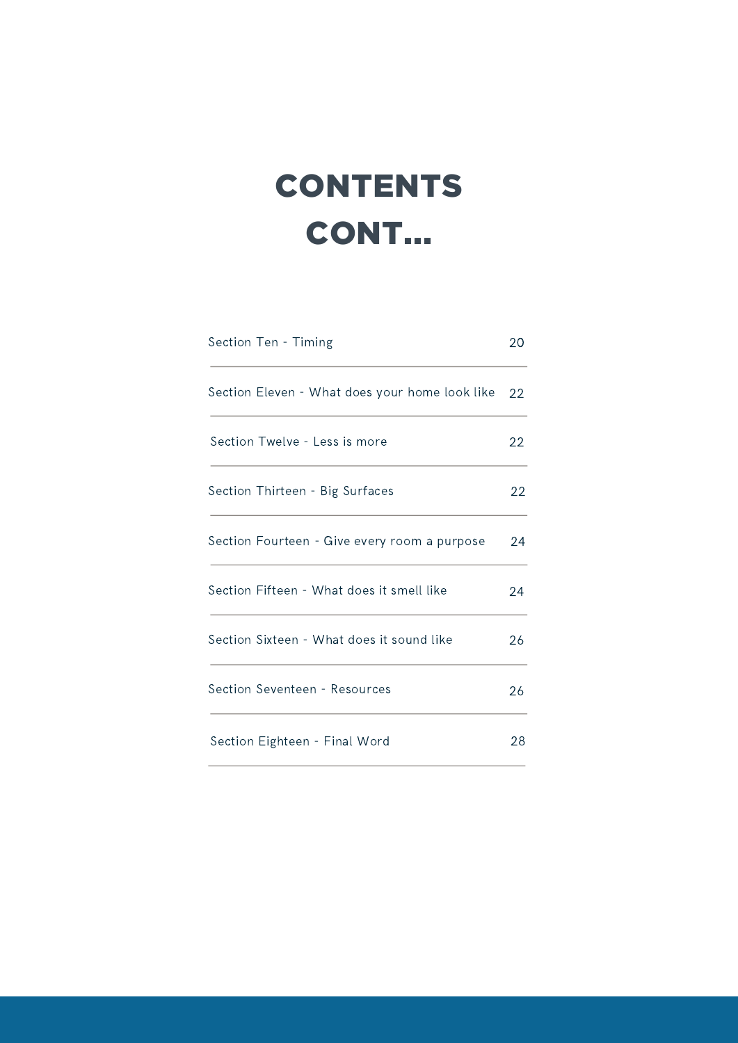# CONTENTS CONT...

| Section | Page |
|---|---|
| Section Ten - Timing | 20 |
| Section Eleven - What does your home look like | 22 |
| Section Twelve - Less is more | 22 |
| Section Thirteen - Big Surfaces | 22 |
| Section Fourteen - Give every room a purpose | 24 |
| Section Fifteen - What does it smell like | 24 |
| Section Sixteen - What does it sound like | 26 |
| Section Seventeen - Resources | 26 |
| Section Eighteen - Final Word | 28 |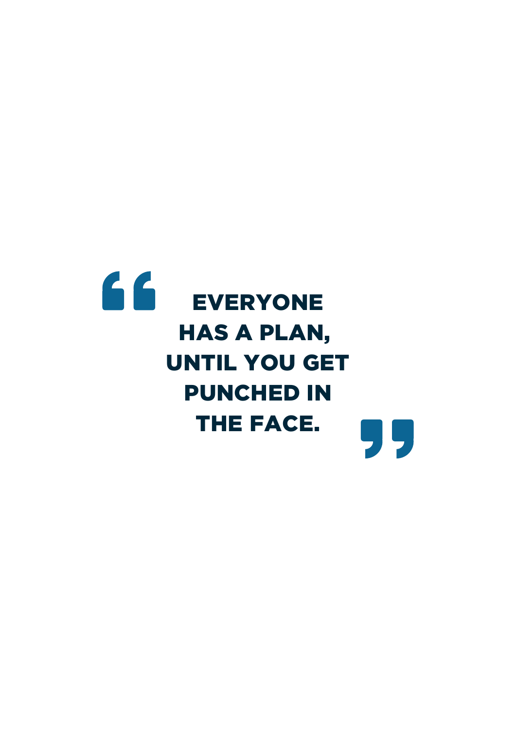> **EVERYONE HAS A PLAN, UNTIL YOU GET PUNCHED IN THE FACE.**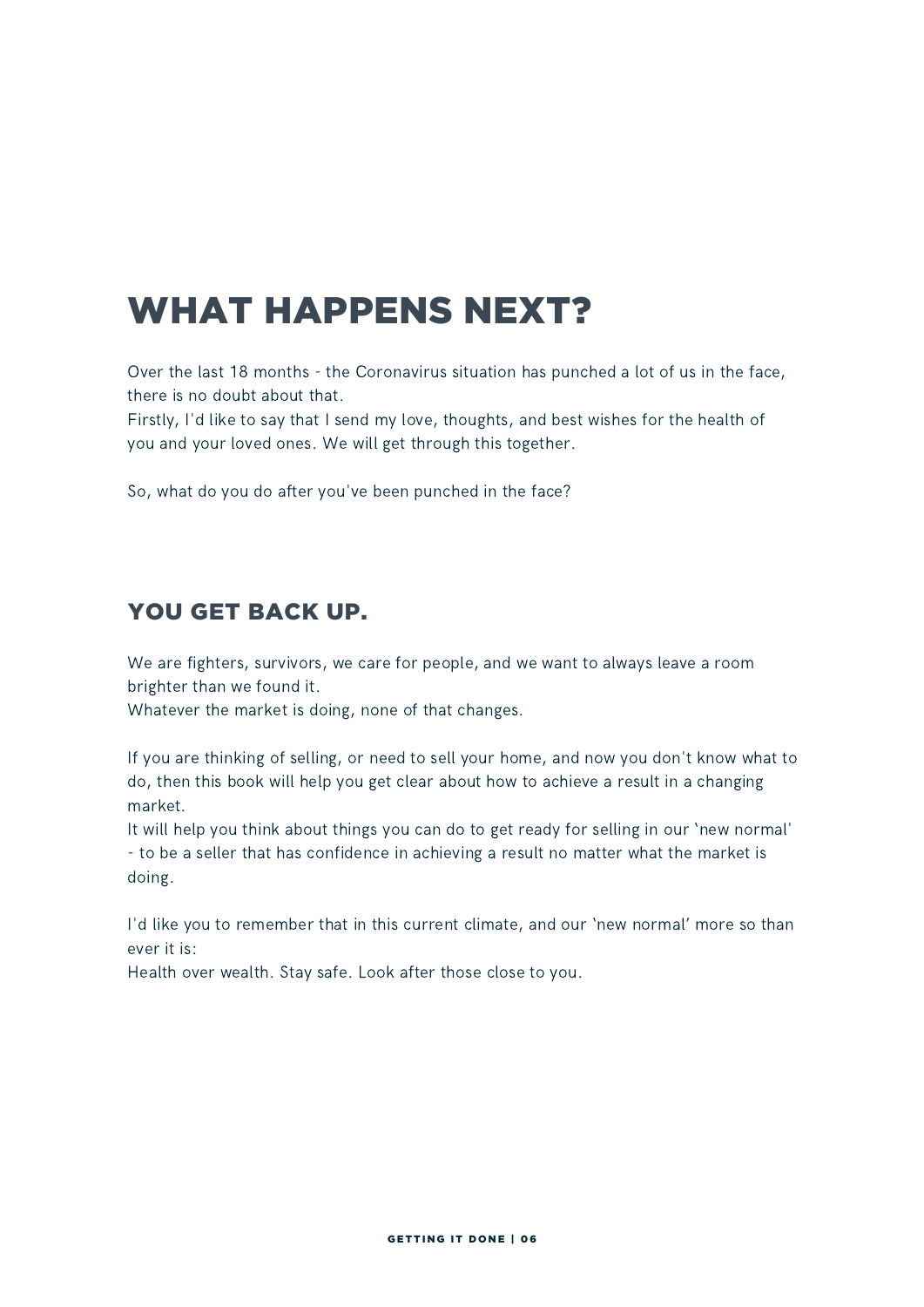# WHAT HAPPENS NEXT?

Over the last 18 months - the Coronavirus situation has punched a lot of us in the face, there is no doubt about that.
Firstly, I'd like to say that I send my love, thoughts, and best wishes for the health of you and your loved ones. We will get through this together.

So, what do you do after you've been punched in the face?

## YOU GET BACK UP.

We are fighters, survivors, we care for people, and we want to always leave a room brighter than we found it.
Whatever the market is doing, none of that changes.

If you are thinking of selling, or need to sell your home, and now you don't know what to do, then this book will help you get clear about how to achieve a result in a changing market.
It will help you think about things you can do to get ready for selling in our 'new normal' - to be a seller that has confidence in achieving a result no matter what the market is doing.

I'd like you to remember that in this current climate, and our 'new normal' more so than ever it is:
Health over wealth. Stay safe. Look after those close to you.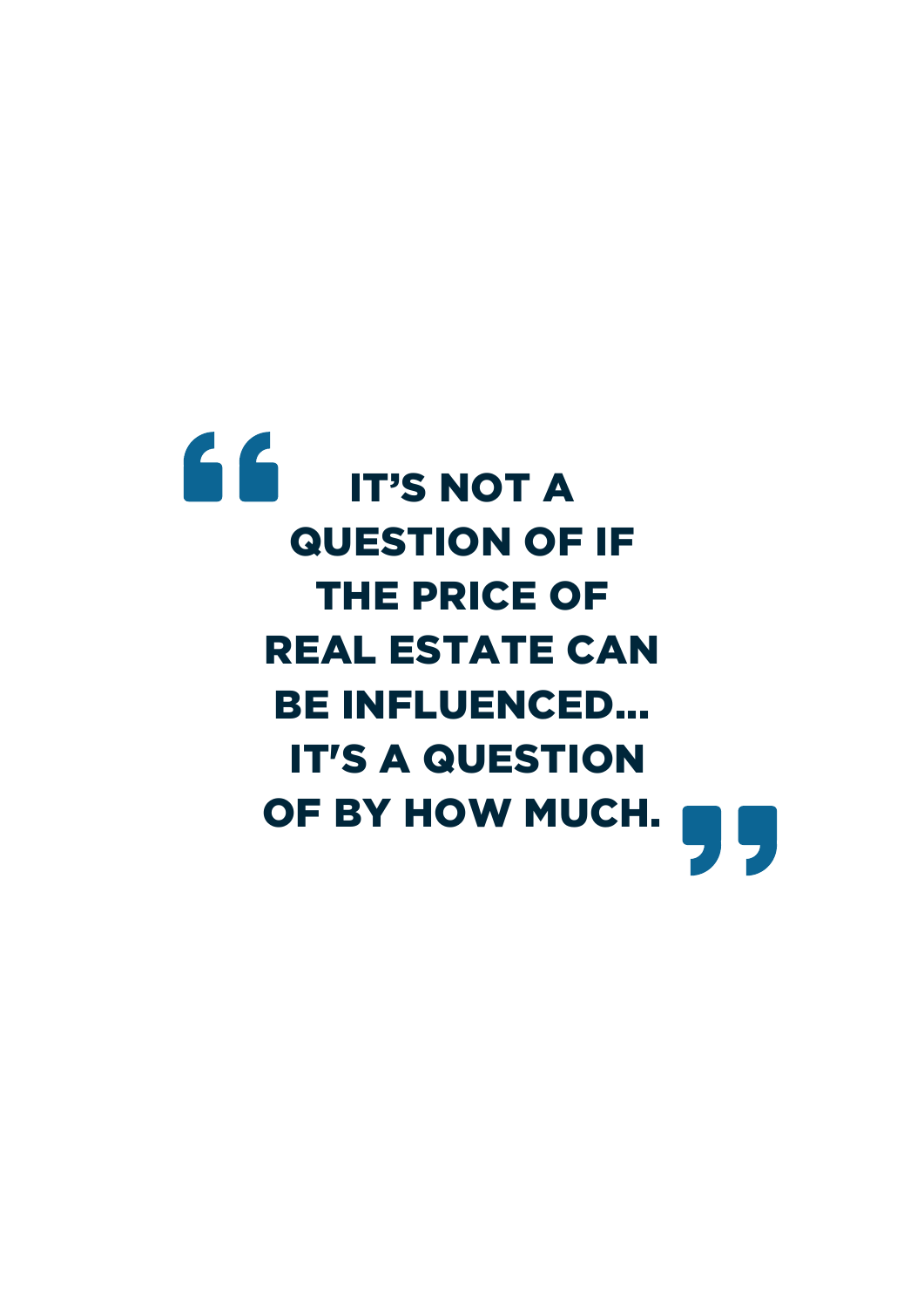> **IT'S NOT A QUESTION OF IF THE PRICE OF REAL ESTATE CAN BE INFLUENCED... IT'S A QUESTION OF BY HOW MUCH.**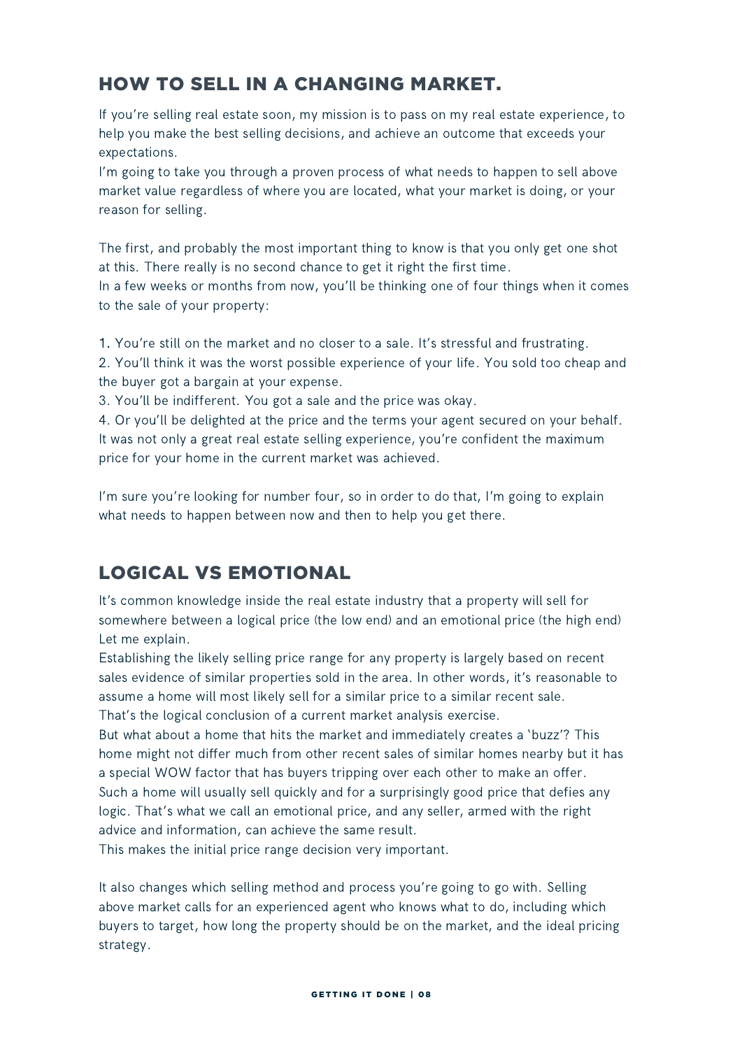## HOW TO SELL IN A CHANGING MARKET.

If you're selling real estate soon, my mission is to pass on my real estate experience, to help you make the best selling decisions, and achieve an outcome that exceeds your expectations.
I'm going to take you through a proven process of what needs to happen to sell above market value regardless of where you are located, what your market is doing, or your reason for selling.

The first, and probably the most important thing to know is that you only get one shot at this. There really is no second chance to get it right the first time.
In a few weeks or months from now, you'll be thinking one of four things when it comes to the sale of your property:

1. You're still on the market and no closer to a sale. It's stressful and frustrating.
2. You'll think it was the worst possible experience of your life. You sold too cheap and the buyer got a bargain at your expense.
3. You'll be indifferent. You got a sale and the price was okay.
4. Or you'll be delighted at the price and the terms your agent secured on your behalf. It was not only a great real estate selling experience, you're confident the maximum price for your home in the current market was achieved.

I'm sure you're looking for number four, so in order to do that, I'm going to explain what needs to happen between now and then to help you get there.

## LOGICAL VS EMOTIONAL

It's common knowledge inside the real estate industry that a property will sell for somewhere between a logical price (the low end) and an emotional price (the high end) Let me explain.
Establishing the likely selling price range for any property is largely based on recent sales evidence of similar properties sold in the area. In other words, it's reasonable to assume a home will most likely sell for a similar price to a similar recent sale.
That's the logical conclusion of a current market analysis exercise.
But what about a home that hits the market and immediately creates a 'buzz'? This home might not differ much from other recent sales of similar homes nearby but it has a special WOW factor that has buyers tripping over each other to make an offer.
Such a home will usually sell quickly and for a surprisingly good price that defies any logic. That's what we call an emotional price, and any seller, armed with the right advice and information, can achieve the same result.
This makes the initial price range decision very important.

It also changes which selling method and process you're going to go with. Selling above market calls for an experienced agent who knows what to do, including which buyers to target, how long the property should be on the market, and the ideal pricing strategy.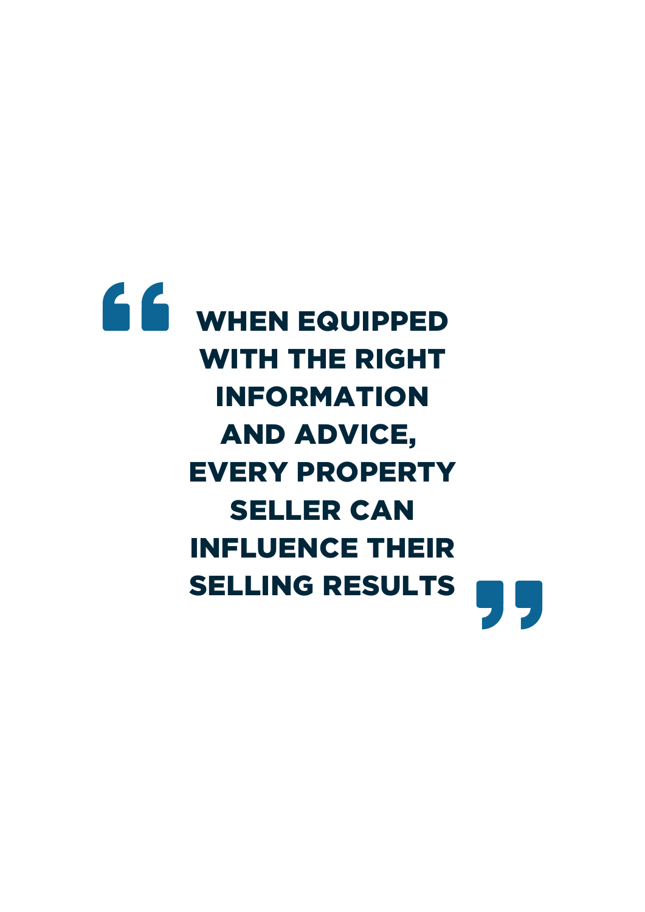> **“WHEN EQUIPPED WITH THE RIGHT INFORMATION AND ADVICE, EVERY PROPERTY SELLER CAN INFLUENCE THEIR SELLING RESULTS”**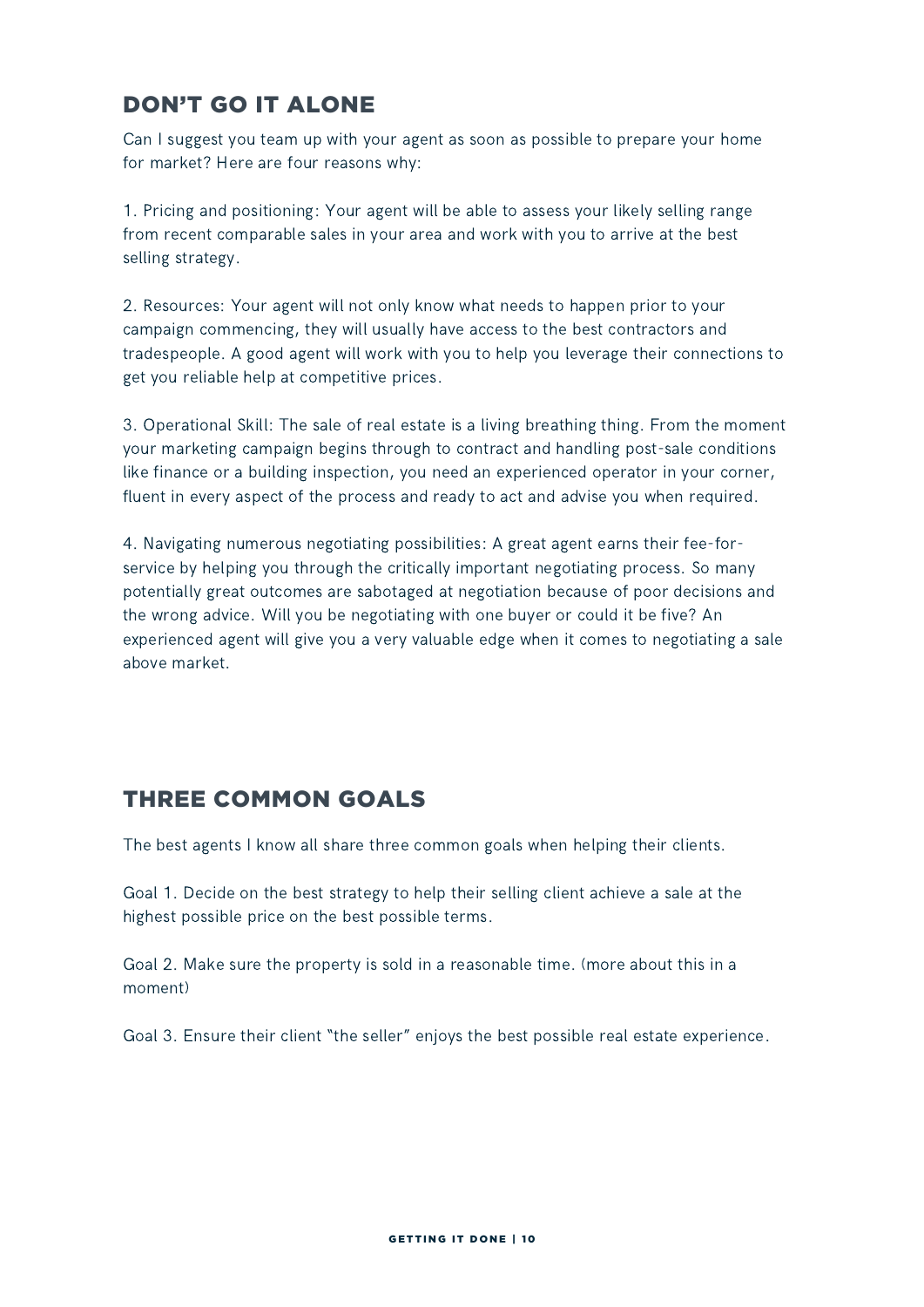## DON'T GO IT ALONE

Can I suggest you team up with your agent as soon as possible to prepare your home for market? Here are four reasons why:

1. Pricing and positioning: Your agent will be able to assess your likely selling range from recent comparable sales in your area and work with you to arrive at the best selling strategy.

2. Resources: Your agent will not only know what needs to happen prior to your campaign commencing, they will usually have access to the best contractors and tradespeople. A good agent will work with you to help you leverage their connections to get you reliable help at competitive prices.

3. Operational Skill: The sale of real estate is a living breathing thing. From the moment your marketing campaign begins through to contract and handling post-sale conditions like finance or a building inspection, you need an experienced operator in your corner, fluent in every aspect of the process and ready to act and advise you when required.

4. Navigating numerous negotiating possibilities: A great agent earns their fee-for-service by helping you through the critically important negotiating process. So many potentially great outcomes are sabotaged at negotiation because of poor decisions and the wrong advice. Will you be negotiating with one buyer or could it be five? An experienced agent will give you a very valuable edge when it comes to negotiating a sale above market.

## THREE COMMON GOALS

The best agents I know all share three common goals when helping their clients.

Goal 1. Decide on the best strategy to help their selling client achieve a sale at the highest possible price on the best possible terms.

Goal 2. Make sure the property is sold in a reasonable time. (more about this in a moment)

Goal 3. Ensure their client "the seller" enjoys the best possible real estate experience.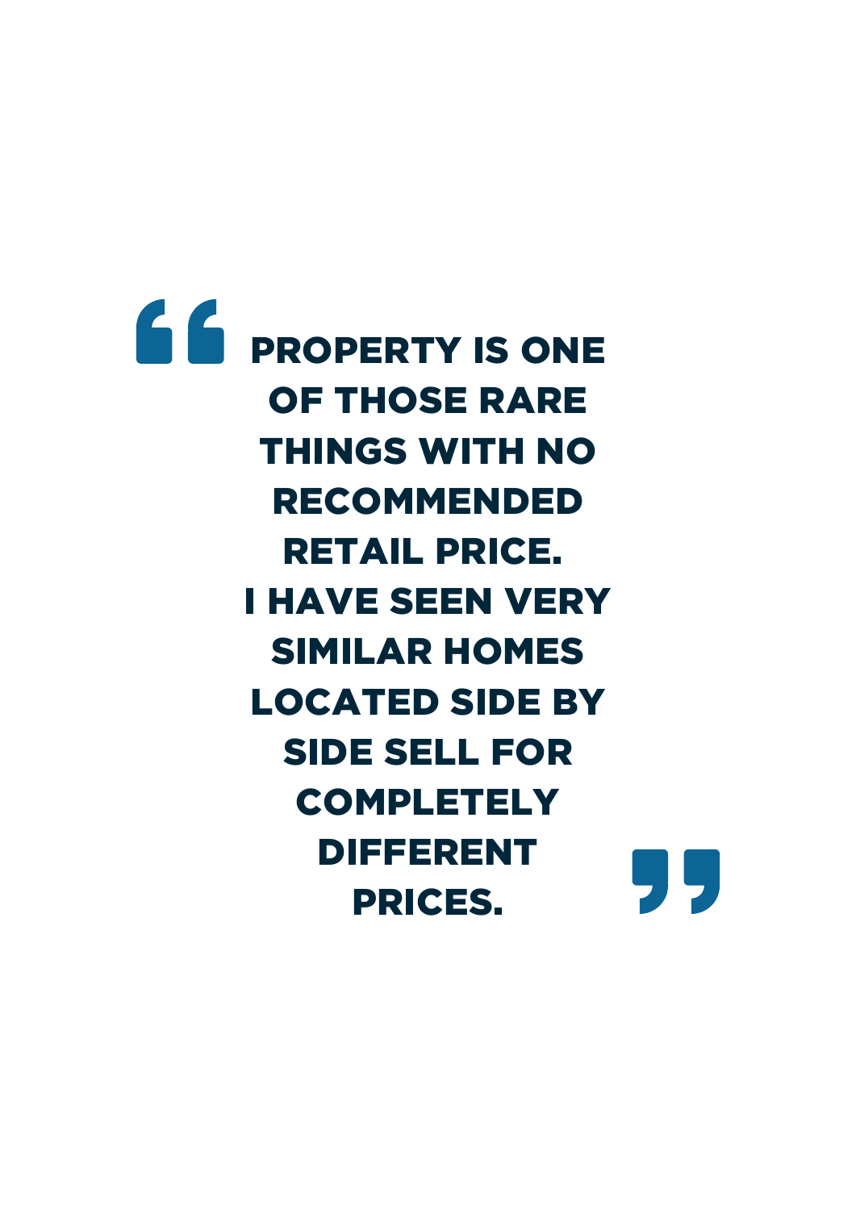> **“PROPERTY IS ONE OF THOSE RARE THINGS WITH NO RECOMMENDED RETAIL PRICE. I HAVE SEEN VERY SIMILAR HOMES LOCATED SIDE BY SIDE SELL FOR COMPLETELY DIFFERENT PRICES.”**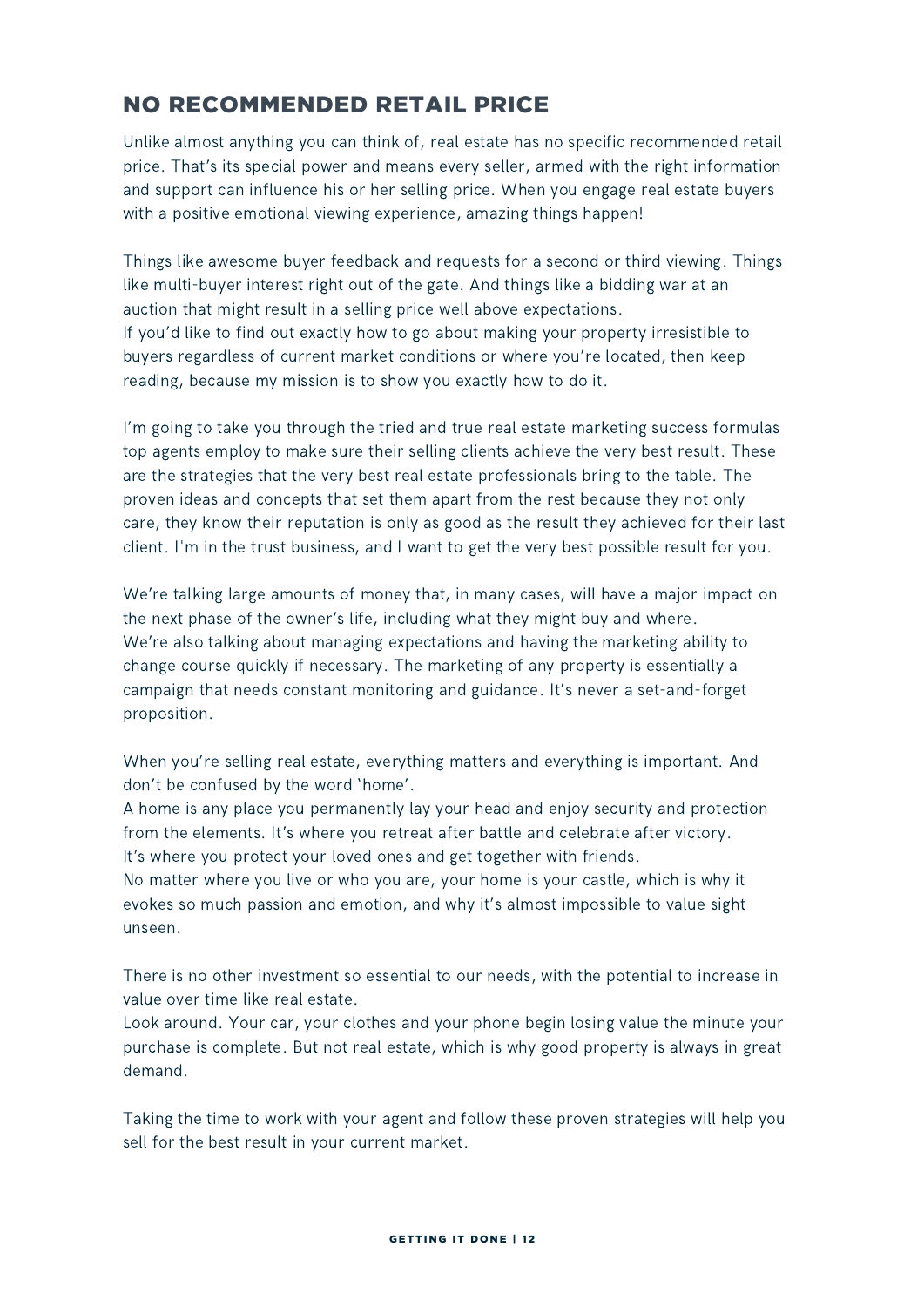## NO RECOMMENDED RETAIL PRICE

Unlike almost anything you can think of, real estate has no specific recommended retail price. That's its special power and means every seller, armed with the right information and support can influence his or her selling price. When you engage real estate buyers with a positive emotional viewing experience, amazing things happen!

Things like awesome buyer feedback and requests for a second or third viewing. Things like multi-buyer interest right out of the gate. And things like a bidding war at an auction that might result in a selling price well above expectations.
If you'd like to find out exactly how to go about making your property irresistible to buyers regardless of current market conditions or where you're located, then keep reading, because my mission is to show you exactly how to do it.

I'm going to take you through the tried and true real estate marketing success formulas top agents employ to make sure their selling clients achieve the very best result. These are the strategies that the very best real estate professionals bring to the table. The proven ideas and concepts that set them apart from the rest because they not only care, they know their reputation is only as good as the result they achieved for their last client. I'm in the trust business, and I want to get the very best possible result for you.

We're talking large amounts of money that, in many cases, will have a major impact on the next phase of the owner's life, including what they might buy and where.
We're also talking about managing expectations and having the marketing ability to change course quickly if necessary. The marketing of any property is essentially a campaign that needs constant monitoring and guidance. It's never a set-and-forget proposition.

When you're selling real estate, everything matters and everything is important. And don't be confused by the word 'home'.
A home is any place you permanently lay your head and enjoy security and protection from the elements. It's where you retreat after battle and celebrate after victory.
It's where you protect your loved ones and get together with friends.
No matter where you live or who you are, your home is your castle, which is why it evokes so much passion and emotion, and why it's almost impossible to value sight unseen.

There is no other investment so essential to our needs, with the potential to increase in value over time like real estate.
Look around. Your car, your clothes and your phone begin losing value the minute your purchase is complete. But not real estate, which is why good property is always in great demand.

Taking the time to work with your agent and follow these proven strategies will help you sell for the best result in your current market.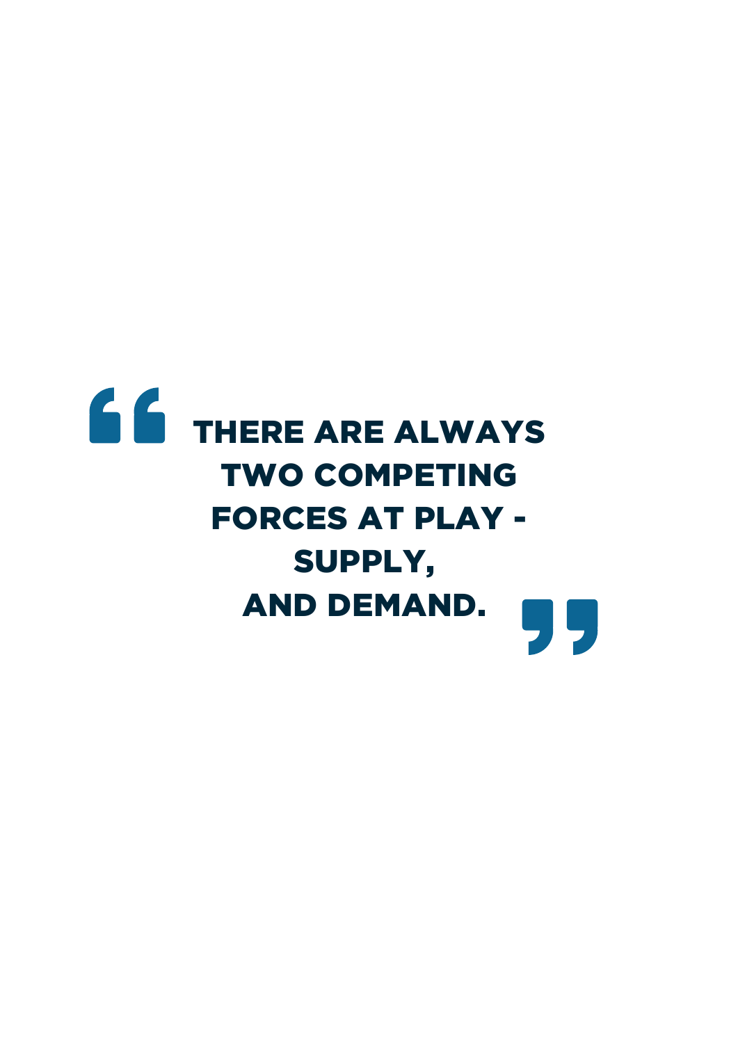> **THERE ARE ALWAYS TWO COMPETING FORCES AT PLAY - SUPPLY, AND DEMAND.**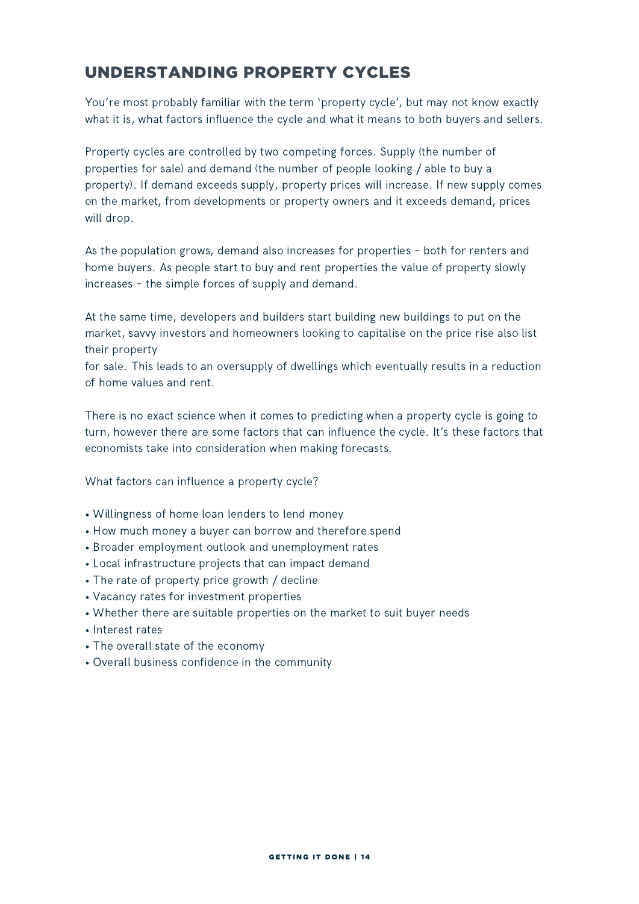## UNDERSTANDING PROPERTY CYCLES

You're most probably familiar with the term 'property cycle', but may not know exactly what it is, what factors influence the cycle and what it means to both buyers and sellers.

Property cycles are controlled by two competing forces. Supply (the number of properties for sale) and demand (the number of people looking / able to buy a property). If demand exceeds supply, property prices will increase. If new supply comes on the market, from developments or property owners and it exceeds demand, prices will drop.

As the population grows, demand also increases for properties – both for renters and home buyers. As people start to buy and rent properties the value of property slowly increases – the simple forces of supply and demand.

At the same time, developers and builders start building new buildings to put on the market, savvy investors and homeowners looking to capitalise on the price rise also list their property
for sale. This leads to an oversupply of dwellings which eventually results in a reduction of home values and rent.

There is no exact science when it comes to predicting when a property cycle is going to turn, however there are some factors that can influence the cycle. It's these factors that economists take into consideration when making forecasts.

What factors can influence a property cycle?

- Willingness of home loan lenders to lend money
- How much money a buyer can borrow and therefore spend
- Broader employment outlook and unemployment rates
- Local infrastructure projects that can impact demand
- The rate of property price growth / decline
- Vacancy rates for investment properties
- Whether there are suitable properties on the market to suit buyer needs
- Interest rates
- The overall state of the economy
- Overall business confidence in the community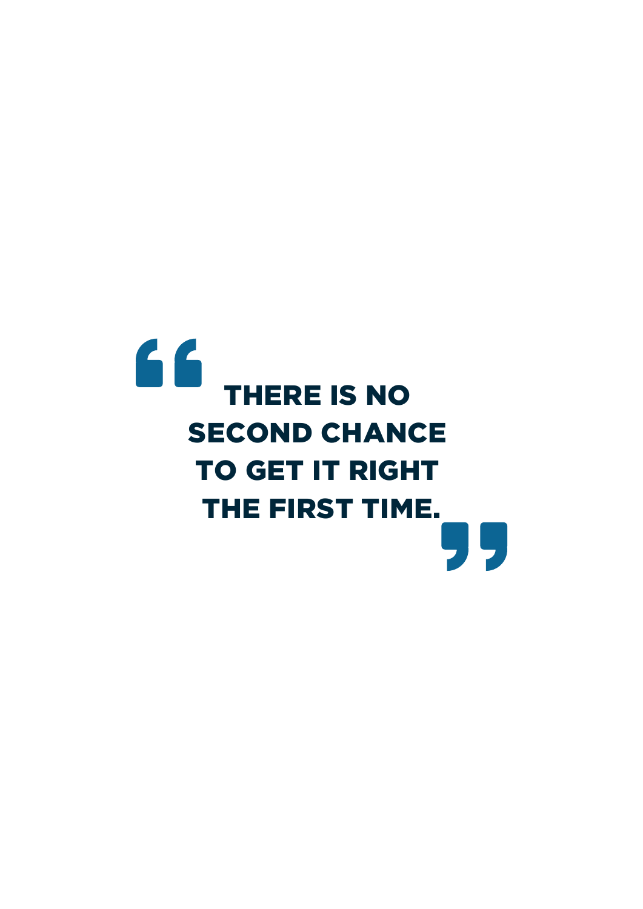> **THERE IS NO SECOND CHANCE TO GET IT RIGHT THE FIRST TIME.**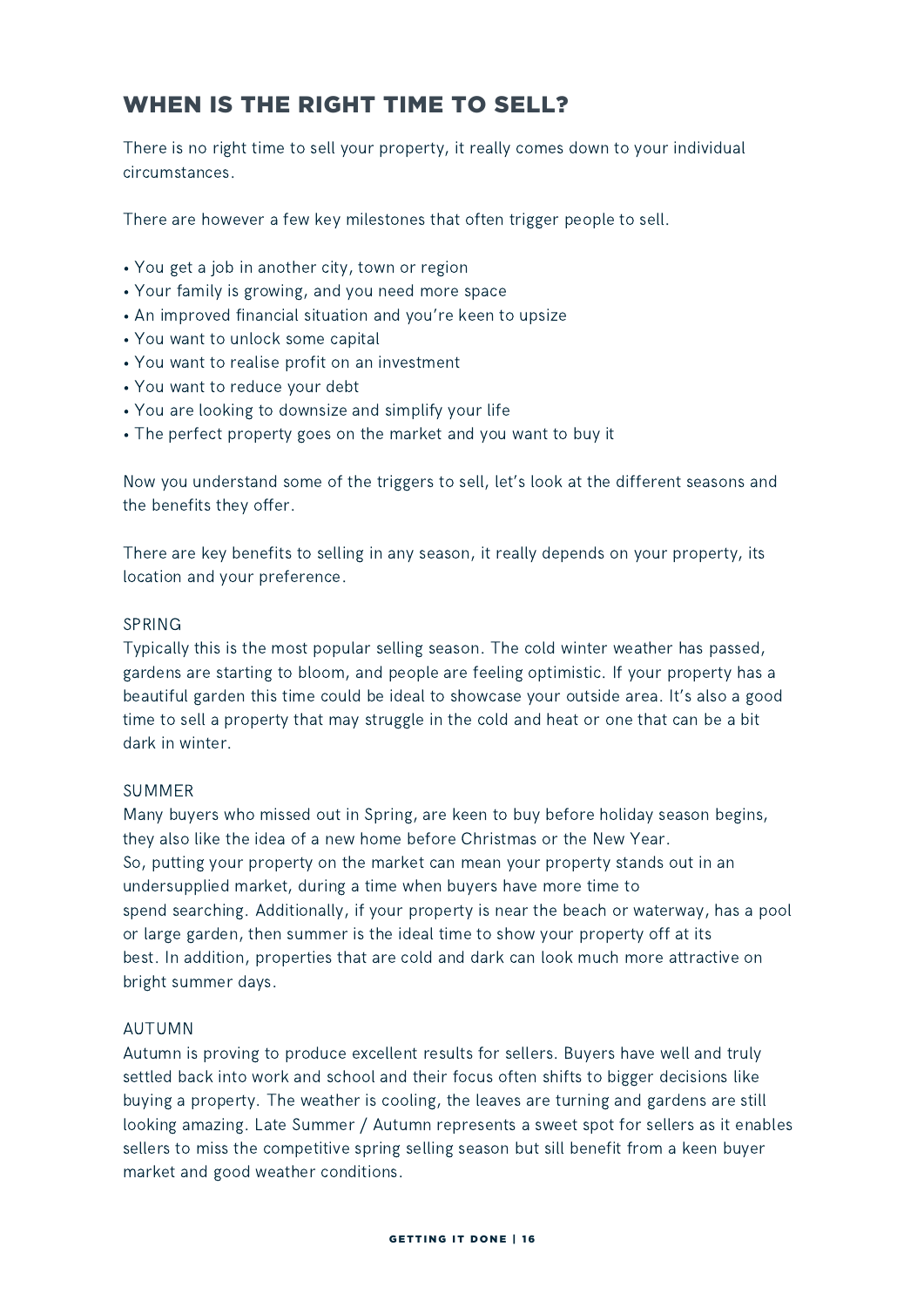## WHEN IS THE RIGHT TIME TO SELL?

There is no right time to sell your property, it really comes down to your individual circumstances.

There are however a few key milestones that often trigger people to sell.

- You get a job in another city, town or region
- Your family is growing, and you need more space
- An improved financial situation and you're keen to upsize
- You want to unlock some capital
- You want to realise profit on an investment
- You want to reduce your debt
- You are looking to downsize and simplify your life
- The perfect property goes on the market and you want to buy it

Now you understand some of the triggers to sell, let's look at the different seasons and the benefits they offer.

There are key benefits to selling in any season, it really depends on your property, its location and your preference.

### SPRING

Typically this is the most popular selling season. The cold winter weather has passed, gardens are starting to bloom, and people are feeling optimistic. If your property has a beautiful garden this time could be ideal to showcase your outside area. It's also a good time to sell a property that may struggle in the cold and heat or one that can be a bit dark in winter.

### SUMMER

Many buyers who missed out in Spring, are keen to buy before holiday season begins, they also like the idea of a new home before Christmas or the New Year.
So, putting your property on the market can mean your property stands out in an undersupplied market, during a time when buyers have more time to spend searching. Additionally, if your property is near the beach or waterway, has a pool or large garden, then summer is the ideal time to show your property off at its best. In addition, properties that are cold and dark can look much more attractive on bright summer days.

### AUTUMN

Autumn is proving to produce excellent results for sellers. Buyers have well and truly settled back into work and school and their focus often shifts to bigger decisions like buying a property. The weather is cooling, the leaves are turning and gardens are still looking amazing. Late Summer / Autumn represents a sweet spot for sellers as it enables sellers to miss the competitive spring selling season but sill benefit from a keen buyer market and good weather conditions.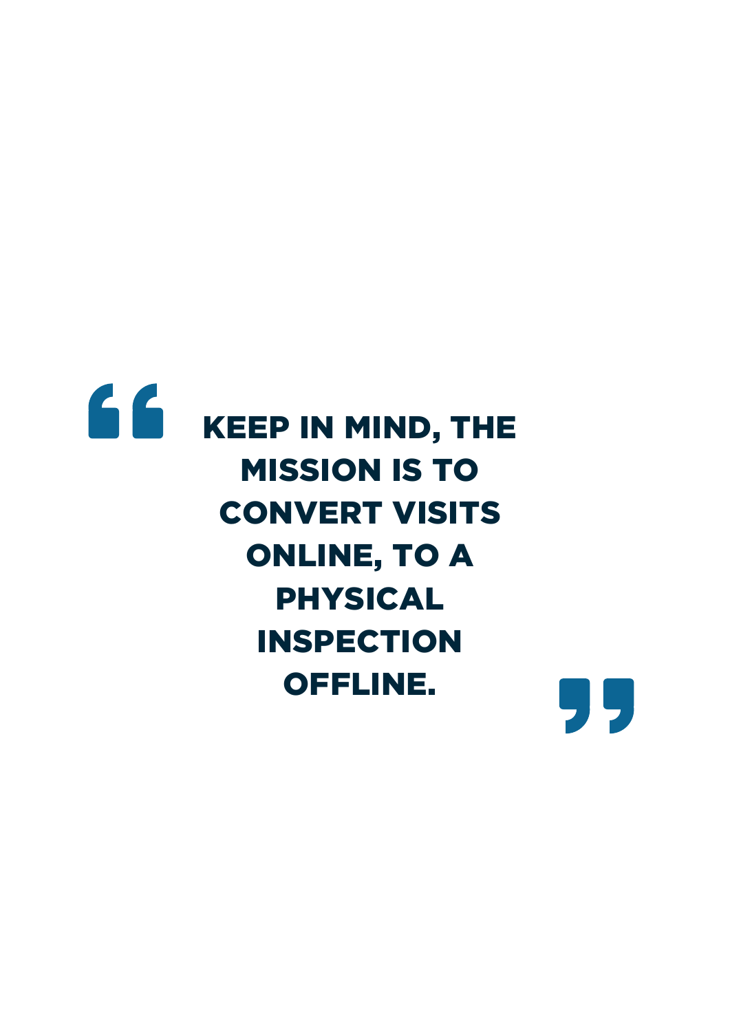> **KEEP IN MIND, THE MISSION IS TO CONVERT VISITS ONLINE, TO A PHYSICAL INSPECTION OFFLINE.**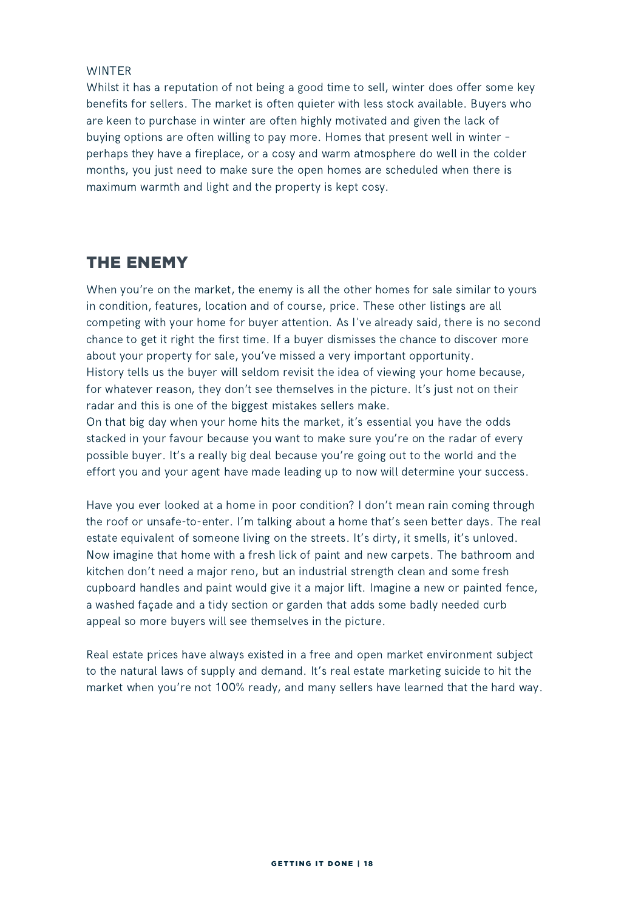WINTER

Whilst it has a reputation of not being a good time to sell, winter does offer some key benefits for sellers. The market is often quieter with less stock available. Buyers who are keen to purchase in winter are often highly motivated and given the lack of buying options are often willing to pay more. Homes that present well in winter - perhaps they have a fireplace, or a cosy and warm atmosphere do well in the colder months, you just need to make sure the open homes are scheduled when there is maximum warmth and light and the property is kept cosy.

## THE ENEMY

When you're on the market, the enemy is all the other homes for sale similar to yours in condition, features, location and of course, price. These other listings are all competing with your home for buyer attention. As I've already said, there is no second chance to get it right the first time. If a buyer dismisses the chance to discover more about your property for sale, you've missed a very important opportunity.
History tells us the buyer will seldom revisit the idea of viewing your home because, for whatever reason, they don't see themselves in the picture. It's just not on their radar and this is one of the biggest mistakes sellers make.
On that big day when your home hits the market, it's essential you have the odds stacked in your favour because you want to make sure you're on the radar of every possible buyer. It's a really big deal because you're going out to the world and the effort you and your agent have made leading up to now will determine your success.

Have you ever looked at a home in poor condition? I don't mean rain coming through the roof or unsafe-to-enter. I'm talking about a home that's seen better days. The real estate equivalent of someone living on the streets. It's dirty, it smells, it's unloved. Now imagine that home with a fresh lick of paint and new carpets. The bathroom and kitchen don't need a major reno, but an industrial strength clean and some fresh cupboard handles and paint would give it a major lift. Imagine a new or painted fence, a washed façade and a tidy section or garden that adds some badly needed curb appeal so more buyers will see themselves in the picture.

Real estate prices have always existed in a free and open market environment subject to the natural laws of supply and demand. It's real estate marketing suicide to hit the market when you're not 100% ready, and many sellers have learned that the hard way.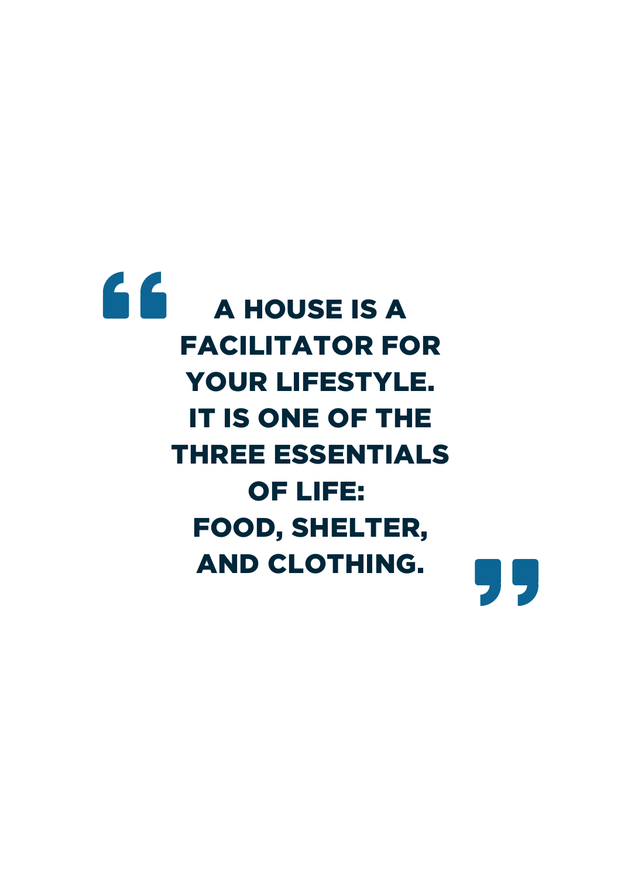> **A HOUSE IS A FACILITATOR FOR YOUR LIFESTYLE. IT IS ONE OF THE THREE ESSENTIALS OF LIFE: FOOD, SHELTER, AND CLOTHING.**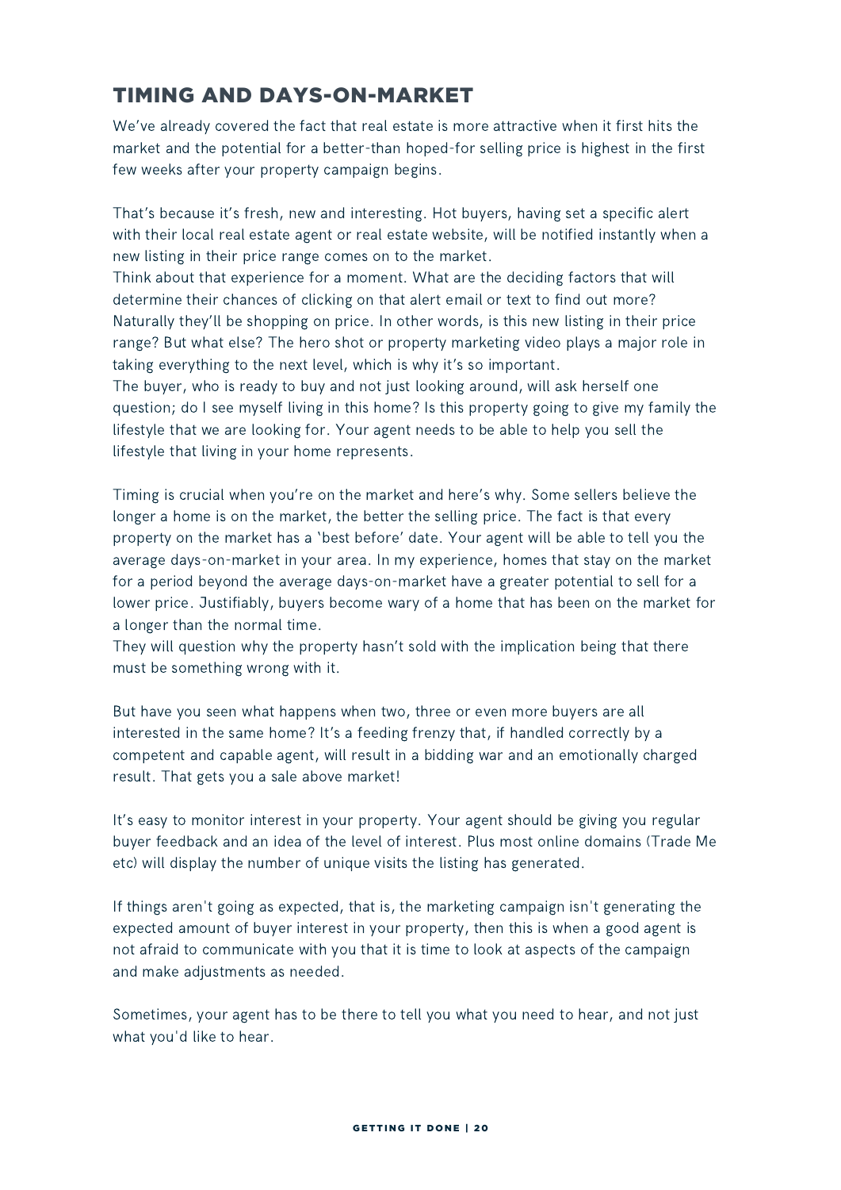## TIMING AND DAYS-ON-MARKET

We've already covered the fact that real estate is more attractive when it first hits the market and the potential for a better-than hoped-for selling price is highest in the first few weeks after your property campaign begins.

That's because it's fresh, new and interesting. Hot buyers, having set a specific alert with their local real estate agent or real estate website, will be notified instantly when a new listing in their price range comes on to the market.
Think about that experience for a moment. What are the deciding factors that will determine their chances of clicking on that alert email or text to find out more? Naturally they'll be shopping on price. In other words, is this new listing in their price range? But what else? The hero shot or property marketing video plays a major role in taking everything to the next level, which is why it's so important.
The buyer, who is ready to buy and not just looking around, will ask herself one question; do I see myself living in this home? Is this property going to give my family the lifestyle that we are looking for. Your agent needs to be able to help you sell the lifestyle that living in your home represents.

Timing is crucial when you're on the market and here's why. Some sellers believe the longer a home is on the market, the better the selling price. The fact is that every property on the market has a 'best before' date. Your agent will be able to tell you the average days-on-market in your area. In my experience, homes that stay on the market for a period beyond the average days-on-market have a greater potential to sell for a lower price. Justifiably, buyers become wary of a home that has been on the market for a longer than the normal time.
They will question why the property hasn't sold with the implication being that there must be something wrong with it.

But have you seen what happens when two, three or even more buyers are all interested in the same home? It's a feeding frenzy that, if handled correctly by a competent and capable agent, will result in a bidding war and an emotionally charged result. That gets you a sale above market!

It's easy to monitor interest in your property. Your agent should be giving you regular buyer feedback and an idea of the level of interest. Plus most online domains (Trade Me etc) will display the number of unique visits the listing has generated.

If things aren't going as expected, that is, the marketing campaign isn't generating the expected amount of buyer interest in your property, then this is when a good agent is not afraid to communicate with you that it is time to look at aspects of the campaign and make adjustments as needed.

Sometimes, your agent has to be there to tell you what you need to hear, and not just what you'd like to hear.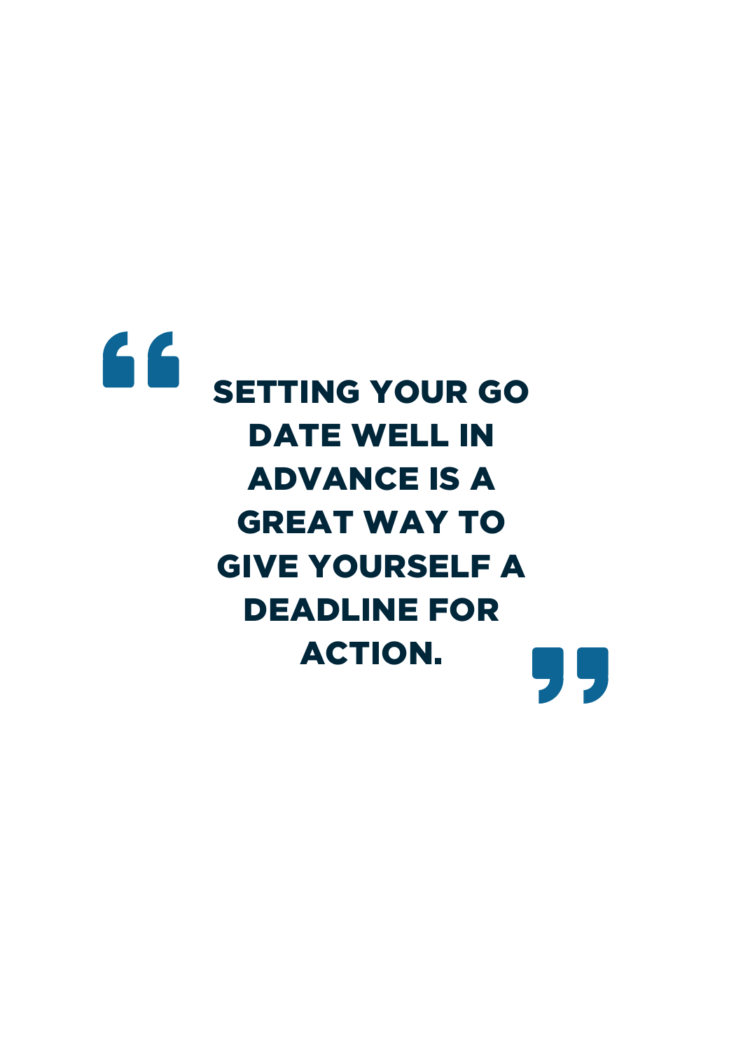> **SETTING YOUR GO DATE WELL IN ADVANCE IS A GREAT WAY TO GIVE YOURSELF A DEADLINE FOR ACTION.**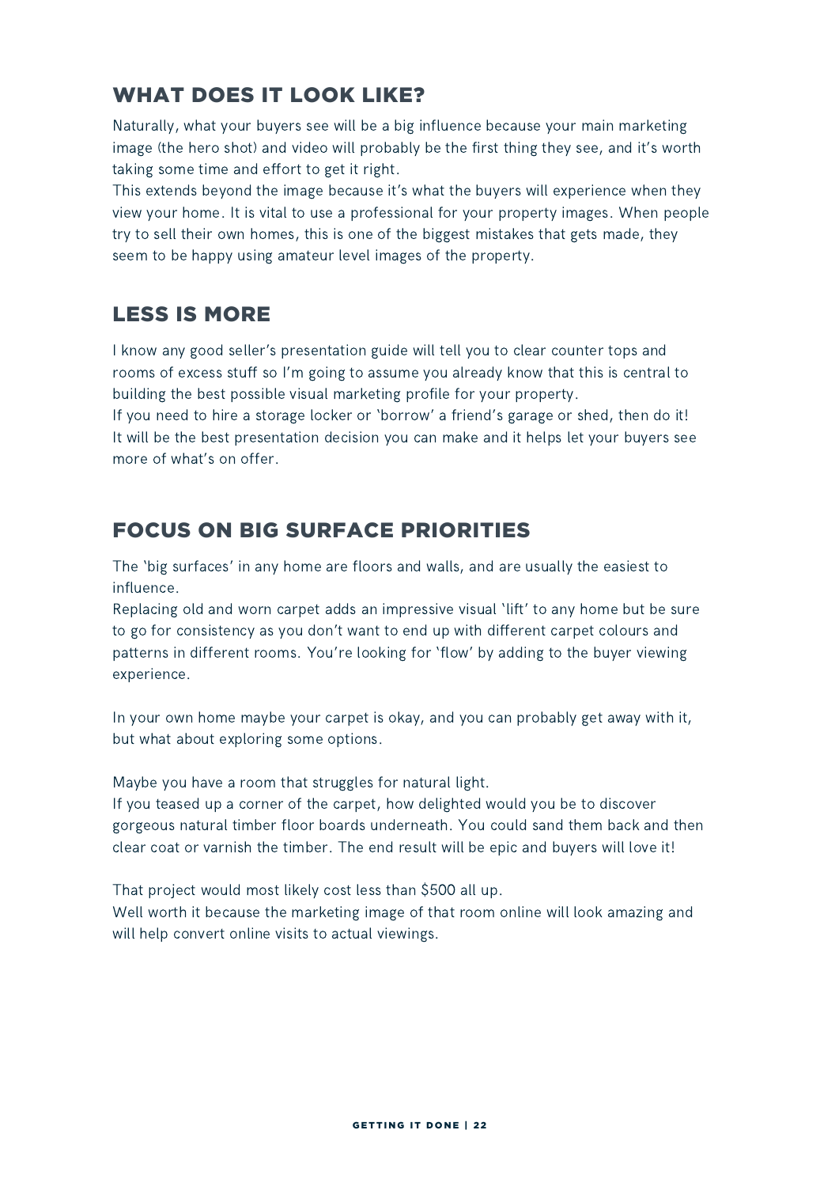## WHAT DOES IT LOOK LIKE?

Naturally, what your buyers see will be a big influence because your main marketing image (the hero shot) and video will probably be the first thing they see, and it's worth taking some time and effort to get it right.

This extends beyond the image because it's what the buyers will experience when they view your home. It is vital to use a professional for your property images. When people try to sell their own homes, this is one of the biggest mistakes that gets made, they seem to be happy using amateur level images of the property.

## LESS IS MORE

I know any good seller's presentation guide will tell you to clear counter tops and rooms of excess stuff so I'm going to assume you already know that this is central to building the best possible visual marketing profile for your property.

If you need to hire a storage locker or 'borrow' a friend's garage or shed, then do it! It will be the best presentation decision you can make and it helps let your buyers see more of what's on offer.

## FOCUS ON BIG SURFACE PRIORITIES

The 'big surfaces' in any home are floors and walls, and are usually the easiest to influence.

Replacing old and worn carpet adds an impressive visual 'lift' to any home but be sure to go for consistency as you don't want to end up with different carpet colours and patterns in different rooms. You're looking for 'flow' by adding to the buyer viewing experience.

In your own home maybe your carpet is okay, and you can probably get away with it, but what about exploring some options.

Maybe you have a room that struggles for natural light.

If you teased up a corner of the carpet, how delighted would you be to discover gorgeous natural timber floor boards underneath. You could sand them back and then clear coat or varnish the timber. The end result will be epic and buyers will love it!

That project would most likely cost less than $500 all up.

Well worth it because the marketing image of that room online will look amazing and will help convert online visits to actual viewings.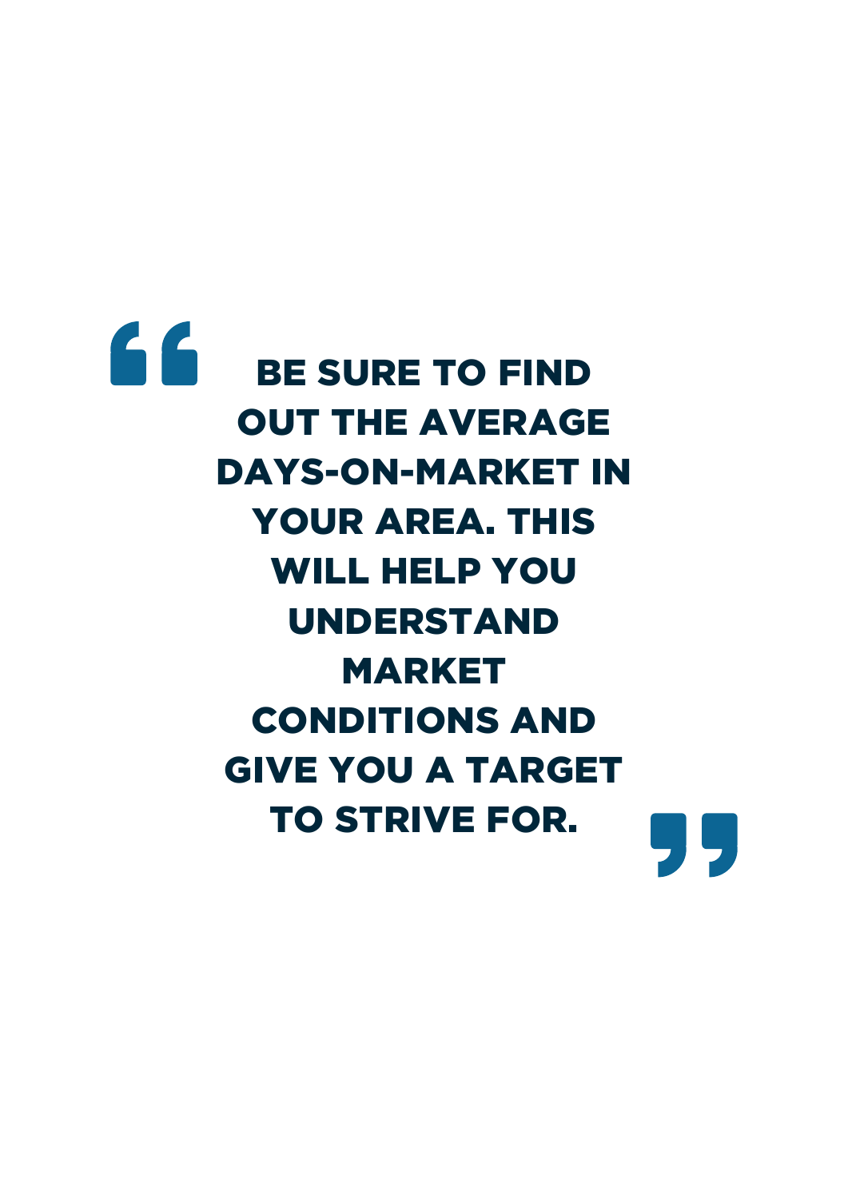> **BE SURE TO FIND OUT THE AVERAGE DAYS-ON-MARKET IN YOUR AREA. THIS WILL HELP YOU UNDERSTAND MARKET CONDITIONS AND GIVE YOU A TARGET TO STRIVE FOR.**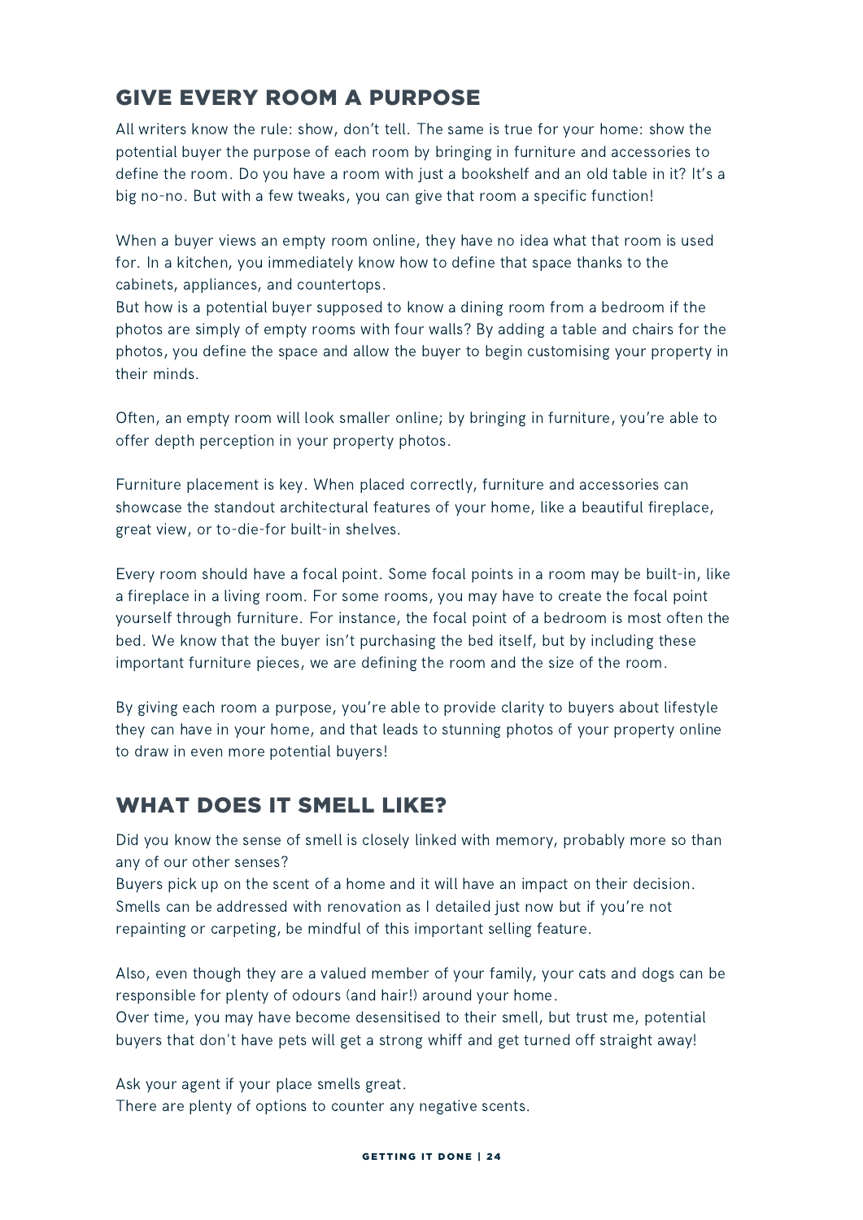## GIVE EVERY ROOM A PURPOSE

All writers know the rule: show, don't tell. The same is true for your home: show the potential buyer the purpose of each room by bringing in furniture and accessories to define the room. Do you have a room with just a bookshelf and an old table in it? It's a big no-no. But with a few tweaks, you can give that room a specific function!

When a buyer views an empty room online, they have no idea what that room is used for. In a kitchen, you immediately know how to define that space thanks to the cabinets, appliances, and countertops.
But how is a potential buyer supposed to know a dining room from a bedroom if the photos are simply of empty rooms with four walls? By adding a table and chairs for the photos, you define the space and allow the buyer to begin customising your property in their minds.

Often, an empty room will look smaller online; by bringing in furniture, you're able to offer depth perception in your property photos.

Furniture placement is key. When placed correctly, furniture and accessories can showcase the standout architectural features of your home, like a beautiful fireplace, great view, or to-die-for built-in shelves.

Every room should have a focal point. Some focal points in a room may be built-in, like a fireplace in a living room. For some rooms, you may have to create the focal point yourself through furniture. For instance, the focal point of a bedroom is most often the bed. We know that the buyer isn't purchasing the bed itself, but by including these important furniture pieces, we are defining the room and the size of the room.

By giving each room a purpose, you're able to provide clarity to buyers about lifestyle they can have in your home, and that leads to stunning photos of your property online to draw in even more potential buyers!

## WHAT DOES IT SMELL LIKE?

Did you know the sense of smell is closely linked with memory, probably more so than any of our other senses?
Buyers pick up on the scent of a home and it will have an impact on their decision. Smells can be addressed with renovation as I detailed just now but if you're not repainting or carpeting, be mindful of this important selling feature.

Also, even though they are a valued member of your family, your cats and dogs can be responsible for plenty of odours (and hair!) around your home.
Over time, you may have become desensitised to their smell, but trust me, potential buyers that don't have pets will get a strong whiff and get turned off straight away!

Ask your agent if your place smells great.
There are plenty of options to counter any negative scents.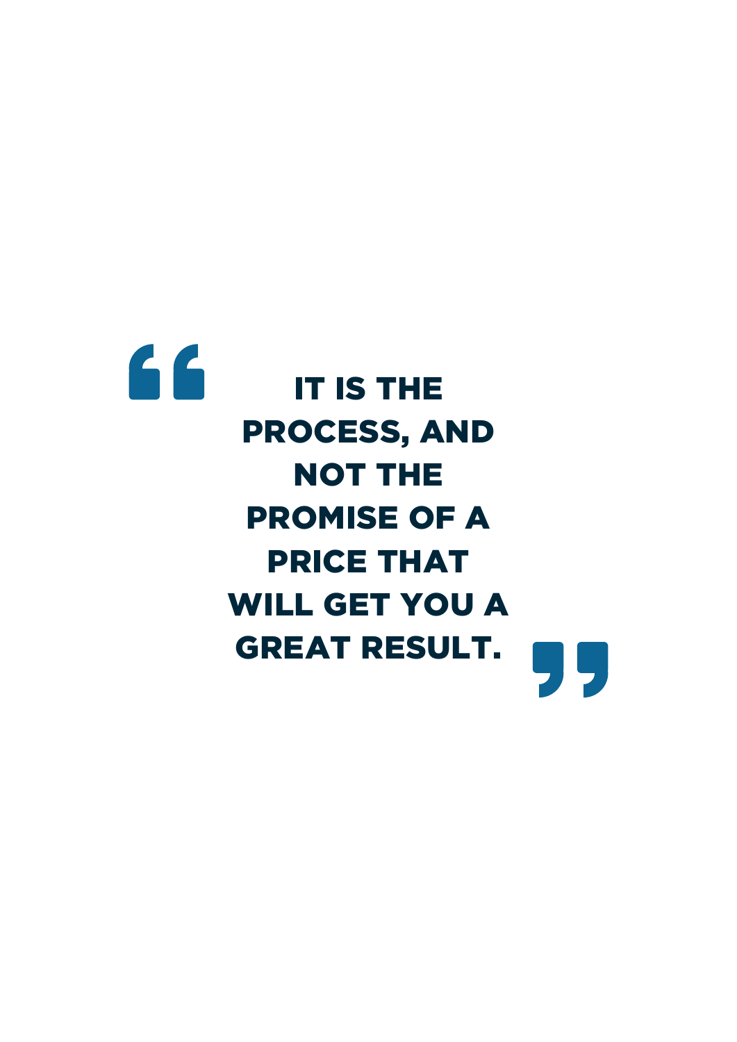> **IT IS THE PROCESS, AND NOT THE PROMISE OF A PRICE THAT WILL GET YOU A GREAT RESULT.**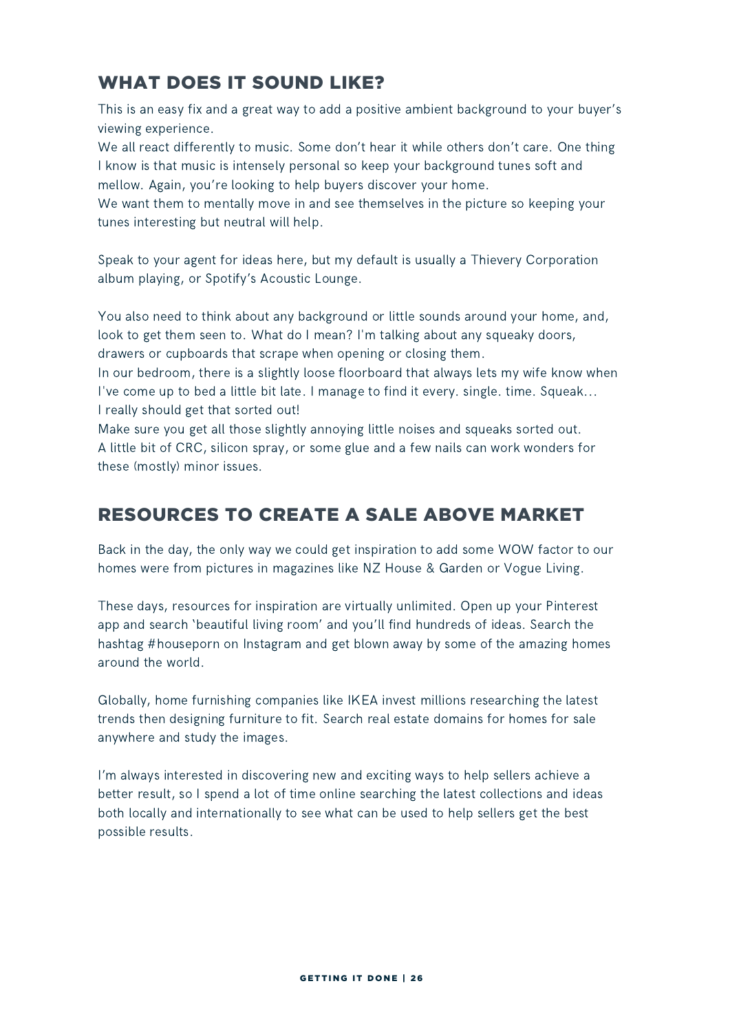## WHAT DOES IT SOUND LIKE?

This is an easy fix and a great way to add a positive ambient background to your buyer's viewing experience.

We all react differently to music. Some don't hear it while others don't care. One thing I know is that music is intensely personal so keep your background tunes soft and mellow. Again, you're looking to help buyers discover your home.

We want them to mentally move in and see themselves in the picture so keeping your tunes interesting but neutral will help.

Speak to your agent for ideas here, but my default is usually a Thievery Corporation album playing, or Spotify's Acoustic Lounge.

You also need to think about any background or little sounds around your home, and, look to get them seen to. What do I mean? I'm talking about any squeaky doors, drawers or cupboards that scrape when opening or closing them.

In our bedroom, there is a slightly loose floorboard that always lets my wife know when I've come up to bed a little bit late. I manage to find it every. single. time. Squeak… I really should get that sorted out!

Make sure you get all those slightly annoying little noises and squeaks sorted out. A little bit of CRC, silicon spray, or some glue and a few nails can work wonders for these (mostly) minor issues.

## RESOURCES TO CREATE A SALE ABOVE MARKET

Back in the day, the only way we could get inspiration to add some WOW factor to our homes were from pictures in magazines like NZ House & Garden or Vogue Living.

These days, resources for inspiration are virtually unlimited. Open up your Pinterest app and search 'beautiful living room' and you'll find hundreds of ideas. Search the hashtag #houseporn on Instagram and get blown away by some of the amazing homes around the world.

Globally, home furnishing companies like IKEA invest millions researching the latest trends then designing furniture to fit. Search real estate domains for homes for sale anywhere and study the images.

I'm always interested in discovering new and exciting ways to help sellers achieve a better result, so I spend a lot of time online searching the latest collections and ideas both locally and internationally to see what can be used to help sellers get the best possible results.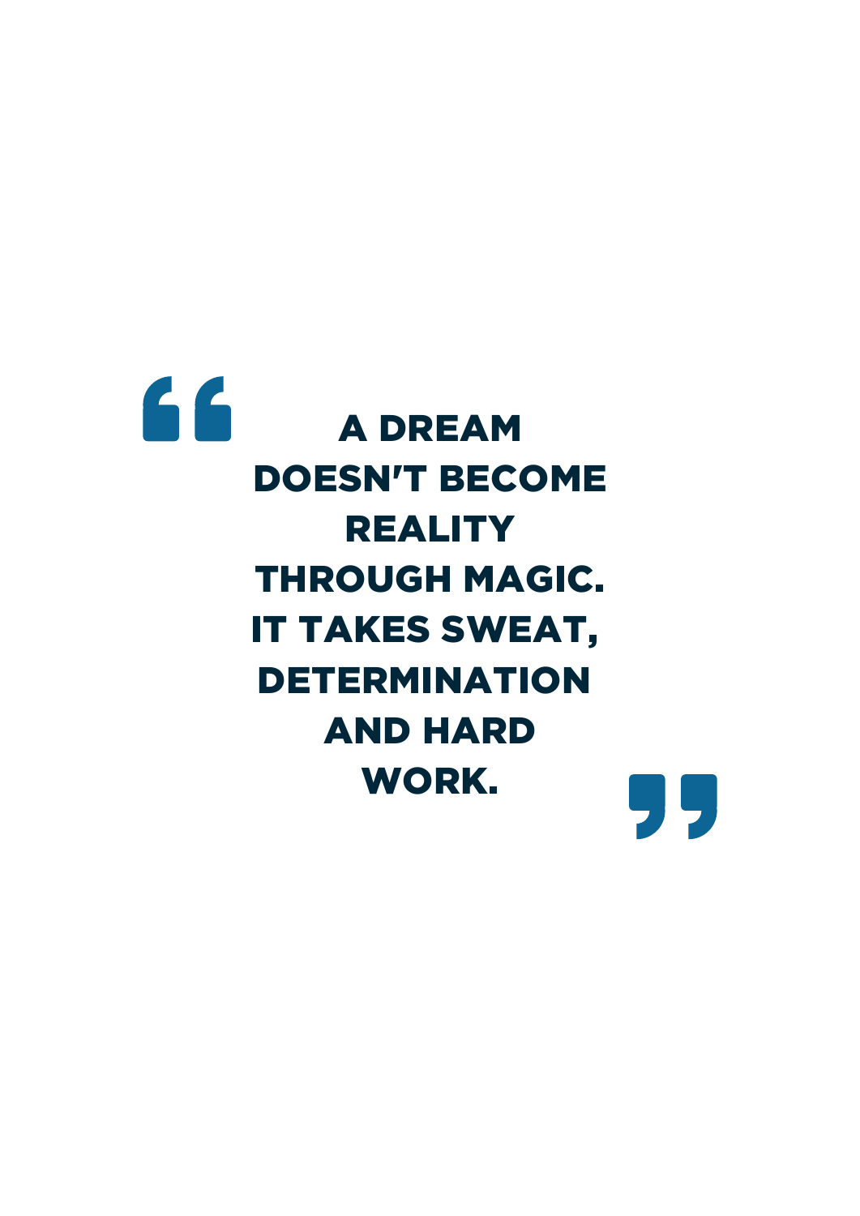> **A DREAM DOESN'T BECOME REALITY THROUGH MAGIC. IT TAKES SWEAT, DETERMINATION AND HARD WORK.**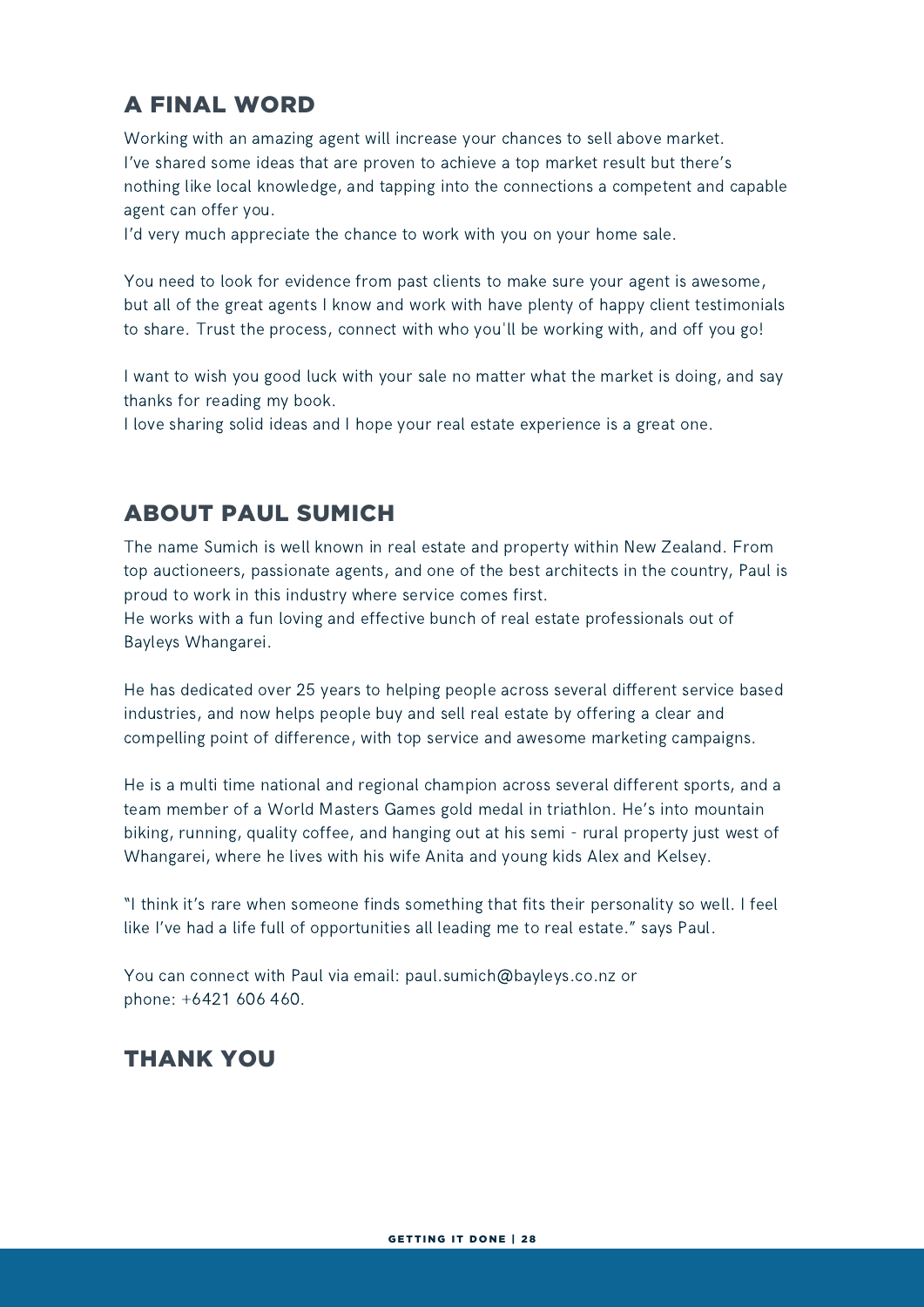## A FINAL WORD

Working with an amazing agent will increase your chances to sell above market.
I've shared some ideas that are proven to achieve a top market result but there's nothing like local knowledge, and tapping into the connections a competent and capable agent can offer you.
I'd very much appreciate the chance to work with you on your home sale.

You need to look for evidence from past clients to make sure your agent is awesome, but all of the great agents I know and work with have plenty of happy client testimonials to share. Trust the process, connect with who you'll be working with, and off you go!

I want to wish you good luck with your sale no matter what the market is doing, and say thanks for reading my book.
I love sharing solid ideas and I hope your real estate experience is a great one.

## ABOUT PAUL SUMICH

The name Sumich is well known in real estate and property within New Zealand. From top auctioneers, passionate agents, and one of the best architects in the country, Paul is proud to work in this industry where service comes first.
He works with a fun loving and effective bunch of real estate professionals out of Bayleys Whangarei.

He has dedicated over 25 years to helping people across several different service based industries, and now helps people buy and sell real estate by offering a clear and compelling point of difference, with top service and awesome marketing campaigns.

He is a multi time national and regional champion across several different sports, and a team member of a World Masters Games gold medal in triathlon. He's into mountain biking, running, quality coffee, and hanging out at his semi - rural property just west of Whangarei, where he lives with his wife Anita and young kids Alex and Kelsey.

"I think it's rare when someone finds something that fits their personality so well. I feel like I've had a life full of opportunities all leading me to real estate." says Paul.

You can connect with Paul via email: paul.sumich@bayleys.co.nz or
phone: +6421 606 460.

## THANK YOU